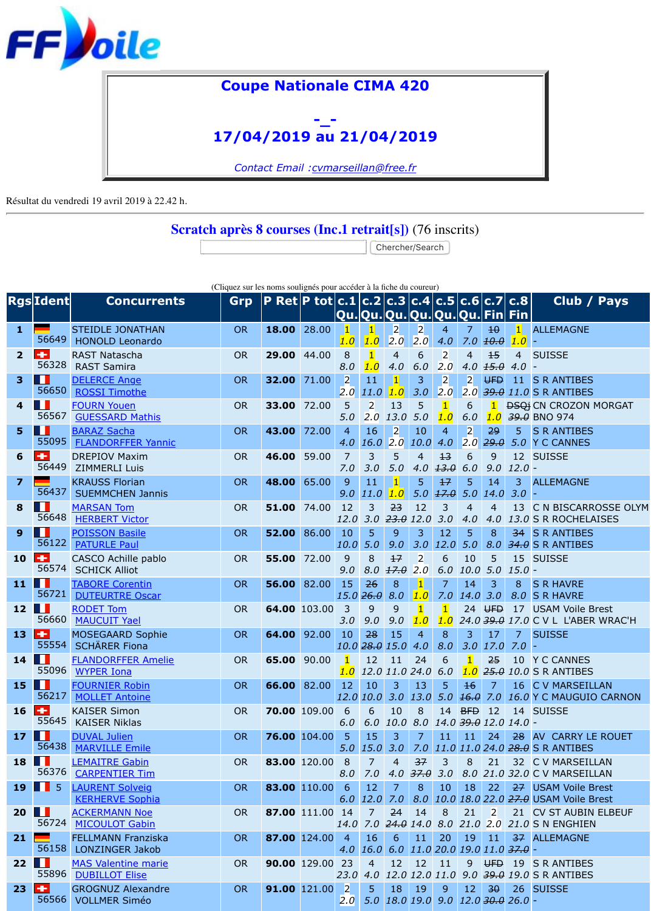FFVoile

# Coupe Nationale CIMA 420

-_-

**17/04/2019 au 21/04/2019**

*Contact Email :cvmarseillan@free.fr*

Résultat du vendredi 19 avril 2019 à 22.42 h.

## Scratch après 8 courses (Inc.1 retrait[s]) (76 inscrits)

Chercher/Search

(Cliquez sur les noms soulignés pour accéder à la fiche du coureur)

| Rgs | Ident | Concurrents | Grp | P Ret | P tot | c.1 Qu. | c.2 Qu. | c.3 Qu. | c.4 Qu. | c.5 Qu. | c.6 Qu. | c.7 Fin | c.8 Fin | Club / Pays |
|---|---|---|---|---|---|---|---|---|---|---|---|---|---|---|
| 1 | 56649 | STEIDLE JONATHAN<br>HONOLD Leonardo | OR | 18.00 | 28.00 | 1<br>1.0 | 1<br>1.0 | 2<br>2.0 | 2<br>2.0 | 4<br>4.0 | 7<br>7.0 | ~~10~~<br>~~10.0~~ | 1<br>1.0 | ALLEMAGNE<br>- |
| 2 | 56328 | RAST Natascha<br>RAST Samira | OR | 29.00 | 44.00 | 8<br>8.0 | 1<br>1.0 | 4<br>4.0 | 6<br>6.0 | 2<br>2.0 | 4<br>4.0 | ~~15~~<br>~~15.0~~ | 4<br>4.0 | SUISSE<br>- |
| 3 | 56650 | DELERCE Ange<br>ROSSI Timothe | OR | 32.00 | 71.00 | 2<br>2.0 | 11<br>11.0 | 1<br>1.0 | 3<br>3.0 | 2<br>2.0 | 2<br>2.0 | ~~UFD~~<br>~~39.0~~ | 11<br>11.0 | S R ANTIBES<br>S R ANTIBES |
| 4 | 56567 | FOURN Youen<br>GUESSARD Mathis | OR | 33.00 | 72.00 | 5<br>5.0 | 2<br>2.0 | 13<br>13.0 | 5<br>5.0 | 1<br>1.0 | 6<br>6.0 | 1<br>1.0 | ~~DSQj~~<br>~~39.0~~ | CN CROZON MORGAT<br>BNO 974 |
| 5 | 55095 | BARAZ Sacha<br>FLANDORFFER Yannic | OR | 43.00 | 72.00 | 4<br>4.0 | 16<br>16.0 | 2<br>2.0 | 10<br>10.0 | 4<br>4.0 | 2<br>2.0 | ~~29~~<br>~~29.0~~ | 5<br>5.0 | S R ANTIBES<br>Y C CANNES |
| 6 | 56449 | DREPIOV Maxim<br>ZIMMERLI Luis | OR | 46.00 | 59.00 | 7<br>7.0 | 3<br>3.0 | 5<br>5.0 | 4<br>4.0 | ~~13~~<br>~~13.0~~ | 6<br>6.0 | 9<br>9.0 | 12<br>12.0 | SUISSE<br>- |
| 7 | 56437 | KRAUSS Florian<br>SUEMMCHEN Jannis | OR | 48.00 | 65.00 | 9<br>9.0 | 11<br>11.0 | 1<br>1.0 | 5<br>5.0 | ~~17~~<br>~~17.0~~ | 5<br>5.0 | 14<br>14.0 | 3<br>3.0 | ALLEMAGNE<br>- |
| 8 | 56648 | MARSAN Tom<br>HERBERT Victor | OR | 51.00 | 74.00 | 12<br>12.0 | 3<br>3.0 | ~~23~~<br>~~23.0~~ | 12<br>12.0 | 3<br>3.0 | 4<br>4.0 | 4<br>4.0 | 13<br>13.0 | C N BISCARROSSE OLYM<br>S R ROCHELAISES |
| 9 | 56122 | POISSON Basile<br>PATURLE Paul | OR | 52.00 | 86.00 | 10<br>10.0 | 5<br>5.0 | 9<br>9.0 | 3<br>3.0 | 12<br>12.0 | 5<br>5.0 | 8<br>8.0 | ~~34~~<br>~~34.0~~ | S R ANTIBES<br>S R ANTIBES |
| 10 | 56574 | CASCO Achille pablo<br>SCHICK Alliot | OR | 55.00 | 72.00 | 9<br>9.0 | 8<br>8.0 | ~~17~~<br>~~17.0~~ | 2<br>2.0 | 6<br>6.0 | 10<br>10.0 | 5<br>5.0 | 15<br>15.0 | SUISSE<br>- |
| 11 | 56721 | TABORE Corentin<br>DUTEURTRE Oscar | OR | 56.00 | 82.00 | 15<br>15.0 | ~~26~~<br>~~26.0~~ | 8<br>8.0 | 1<br>1.0 | 7<br>7.0 | 14<br>14.0 | 3<br>3.0 | 8<br>8.0 | S R HAVRE<br>S R HAVRE |
| 12 | 56660 | RODET Tom<br>MAUCUIT Yael | OR | 64.00 | 103.00 | 3<br>3.0 | 9<br>9.0 | 9<br>9.0 | 1<br>1.0 | 1<br>1.0 | 24<br>24.0 | ~~UFD~~<br>~~39.0~~ | 17<br>17.0 | USAM Voile Brest<br>C V L L'ABER WRAC'H |
| 13 | 55554 | MOSEGAARD Sophie<br>SCHÄRER Fiona | OR | 64.00 | 92.00 | 10<br>10.0 | ~~28~~<br>~~28.0~~ | 15<br>15.0 | 4<br>4.0 | 8<br>8.0 | 3<br>3.0 | 17<br>17.0 | 7<br>7.0 | SUISSE<br>- |
| 14 | 55096 | FLANDORFFER Amelie<br>WYPER Iona | OR | 65.00 | 90.00 | 1<br>1.0 | 12<br>12.0 | 11<br>11.0 | 24<br>24.0 | 6<br>6.0 | 1<br>1.0 | ~~25~~<br>~~25.0~~ | 10<br>10.0 | Y C CANNES<br>S R ANTIBES |
| 15 | 56217 | FOURNIER Robin<br>MOLLET Antoine | OR | 66.00 | 82.00 | 12<br>12.0 | 10<br>10.0 | 3<br>3.0 | 13<br>13.0 | 5<br>5.0 | ~~16~~<br>~~16.0~~ | 7<br>7.0 | 16<br>16.0 | C V MARSEILLAN<br>Y C MAUGUIO CARNON |
| 16 | 55645 | KAISER Simon<br>KAISER Niklas | OR | 70.00 | 109.00 | 6<br>6.0 | 6<br>6.0 | 10<br>10.0 | 8<br>8.0 | 14<br>14.0 | ~~BFD~~<br>~~39.0~~ | 12<br>12.0 | 14<br>14.0 | SUISSE<br>- |
| 17 | 56438 | DUVAL Julien<br>MARVILLE Emile | OR | 76.00 | 104.00 | 5<br>5.0 | 15<br>15.0 | 3<br>3.0 | 7<br>7.0 | 11<br>11.0 | 11<br>11.0 | 24<br>24.0 | ~~28~~<br>~~28.0~~ | AV CARRY LE ROUET<br>S R ANTIBES |
| 18 | 56376 | LEMAITRE Gabin<br>CARPENTIER Tim | OR | 83.00 | 120.00 | 8<br>8.0 | 7<br>7.0 | 4<br>4.0 | ~~37~~<br>~~37.0~~ | 3<br>3.0 | 8<br>8.0 | 21<br>21.0 | 32<br>32.0 | C V MARSEILLAN<br>C V MARSEILLAN |
| 19 | 5 | LAURENT Solveig<br>KERHERVE Sophia | OR | 83.00 | 110.00 | 6<br>6.0 | 12<br>12.0 | 7<br>7.0 | 8<br>8.0 | 10<br>10.0 | 18<br>18.0 | 22<br>22.0 | ~~27~~<br>~~27.0~~ | USAM Voile Brest<br>USAM Voile Brest |
| 20 | 56724 | ACKERMANN Noe<br>MICOULOT Gabin | OR | 87.00 | 111.00 | 14<br>14.0 | 7<br>7.0 | ~~24~~<br>~~24.0~~ | 14<br>14.0 | 8<br>8.0 | 21<br>21.0 | 2<br>2.0 | 21<br>21.0 | CV ST AUBIN ELBEUF<br>S N ENGHIEN |
| 21 | 56158 | FELLMANN Franziska<br>LONZINGER Jakob | OR | 87.00 | 124.00 | 4<br>4.0 | 16<br>16.0 | 6<br>6.0 | 11<br>11.0 | 20<br>20.0 | 19<br>19.0 | 11<br>11.0 | ~~37~~<br>~~37.0~~ | ALLEMAGNE<br>- |
| 22 | 55896 | MAS Valentine marie<br>DUBILLOT Elise | OR | 90.00 | 129.00 | 23<br>23.0 | 4<br>4.0 | 12<br>12.0 | 12<br>12.0 | 11<br>11.0 | 9<br>9.0 | ~~UFD~~<br>~~39.0~~ | 19<br>19.0 | S R ANTIBES<br>S R ANTIBES |
| 23 | 56566 | GROGNUZ Alexandre<br>VOLLMER Siméo | OR | 91.00 | 121.00 | 2<br>2.0 | 5<br>5.0 | 18<br>18.0 | 19<br>19.0 | 9<br>9.0 | 12<br>12.0 | ~~30~~<br>~~30.0~~ | 26<br>26.0 | SUISSE<br>- |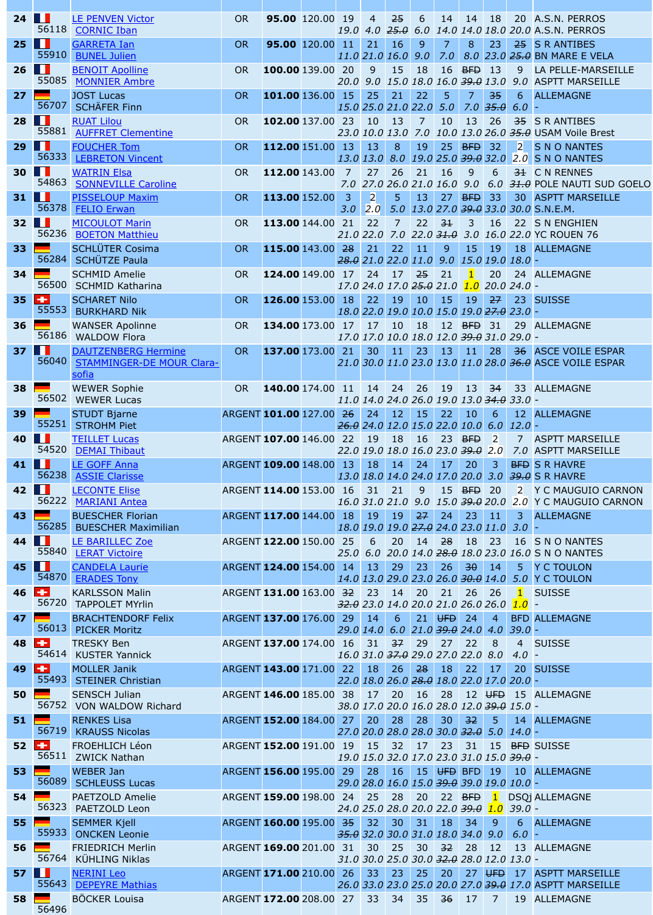| Rank | Sail | Crew | Fleet | Net | Total | R1 | R2 | R3 | R4 | R5 | R6 | R7 | R8 | Club |
|---|---|---|---|---|---|---|---|---|---|---|---|---|---|---|
| 24 | 56118 | LE PENVEN Victor<br>CORNIC Iban | OR | **95.00** | 120.00 | 19<br>19.0 | 4<br>4.0 | ~~25~~<br>~~25.0~~ | 6<br>6.0 | 14<br>14.0 | 14<br>14.0 | 18<br>18.0 | 20<br>20.0 | A.S.N. PERROS<br>A.S.N. PERROS |
| 25 | 55910 | GARRETA Ian<br>BUNEL Julien | OR | **95.00** | 120.00 | 11<br>11.0 | 21<br>21.0 | 16<br>16.0 | 9<br>9.0 | 7<br>7.0 | 8<br>8.0 | 23<br>23.0 | ~~25~~<br>~~25.0~~ | S R ANTIBES<br>BN MARE E VELA |
| 26 | 55085 | BENOIT Apolline<br>MONNIER Ambre | OR | **100.00** | 139.00 | 20<br>20.0 | 9<br>9.0 | 15<br>15.0 | 18<br>18.0 | 16<br>16.0 | ~~BFD~~<br>~~39.0~~ | 13<br>13.0 | 9<br>9.0 | LA PELLE-MARSEILLE<br>ASPTT MARSEILLE |
| 27 | 56707 | JOST Lucas<br>SCHÄFER Finn | OR | **101.00** | 136.00 | 15<br>15.0 | 25<br>25.0 | 21<br>21.0 | 22<br>22.0 | 5<br>5.0 | 7<br>7.0 | ~~35~~<br>~~35.0~~ | 6<br>6.0 | ALLEMAGNE<br>- |
| 28 | 55881 | RUAT Lilou<br>AUFFRET Clementine | OR | **102.00** | 137.00 | 23<br>23.0 | 10<br>10.0 | 13<br>13.0 | 7<br>7.0 | 10<br>10.0 | 13<br>13.0 | 26<br>26.0 | ~~35~~<br>~~35.0~~ | S R ANTIBES<br>USAM Voile Brest |
| 29 | 56333 | FOUCHER Tom<br>LEBRETON Vincent | OR | **112.00** | 151.00 | 13<br>13.0 | 13<br>13.0 | 8<br>8.0 | 19<br>19.0 | 25<br>25.0 | ~~BFD~~<br>~~39.0~~ | 32<br>32.0 | 2<br>2.0 | S N O NANTES<br>S N O NANTES |
| 30 | 54863 | WATRIN Elsa<br>SONNEVILLE Caroline | OR | **112.00** | 143.00 | 7<br>7.0 | 27<br>27.0 | 26<br>26.0 | 21<br>21.0 | 16<br>16.0 | 9<br>9.0 | 6<br>6.0 | ~~31~~<br>~~31.0~~ | C N RENNES<br>POLE NAUTI SUD GOELO |
| 31 | 56378 | PISSELOUP Maxim<br>FELIO Erwan | OR | **113.00** | 152.00 | 3<br>3.0 | 2<br>2.0 | 5<br>5.0 | 13<br>13.0 | 27<br>27.0 | ~~BFD~~<br>~~39.0~~ | 33<br>33.0 | 30<br>30.0 | ASPTT MARSEILLE<br>S.N.E.M. |
| 32 | 56236 | MICOULOT Marin<br>BOETON Matthieu | OR | **113.00** | 144.00 | 21<br>21.0 | 22<br>22.0 | 7<br>7.0 | 22<br>22.0 | ~~31~~<br>~~31.0~~ | 3<br>3.0 | 16<br>16.0 | 22<br>22.0 | S N ENGHIEN<br>YC ROUEN 76 |
| 33 | 56284 | SCHLÜTER Cosima<br>SCHÜTZE Paula | OR | **115.00** | 143.00 | ~~28~~<br>~~28.0~~ | 21<br>21.0 | 22<br>22.0 | 11<br>11.0 | 9<br>9.0 | 15<br>15.0 | 19<br>19.0 | 18<br>18.0 | ALLEMAGNE<br>- |
| 34 | 56500 | SCHMID Amelie<br>SCHMID Katharina | OR | **124.00** | 149.00 | 17<br>17.0 | 24<br>24.0 | 17<br>17.0 | ~~25~~<br>~~25.0~~ | 21<br>21.0 | 1<br>1.0 | 20<br>20.0 | 24<br>24.0 | ALLEMAGNE<br>- |
| 35 | 55553 | SCHARET Nilo<br>BURKHARD Nik | OR | **126.00** | 153.00 | 18<br>18.0 | 22<br>22.0 | 19<br>19.0 | 10<br>10.0 | 15<br>15.0 | 19<br>19.0 | ~~27~~<br>~~27.0~~ | 23<br>23.0 | SUISSE<br>- |
| 36 | 56186 | WANSER Apolinne<br>WALDOW Flora | OR | **134.00** | 173.00 | 17<br>17.0 | 17<br>17.0 | 10<br>10.0 | 18<br>18.0 | 12<br>12.0 | ~~BFD~~<br>~~39.0~~ | 31<br>31.0 | 29<br>29.0 | ALLEMAGNE<br>- |
| 37 | 56040 | DAUTZENBERG Hermine<br>STAMMINGER-DE MOUR Clara-sofia | OR | **137.00** | 173.00 | 21<br>21.0 | 30<br>30.0 | 11<br>11.0 | 23<br>23.0 | 13<br>13.0 | 11<br>11.0 | 28<br>28.0 | ~~36~~<br>~~36.0~~ | ASCE VOILE ESPAR<br>ASCE VOILE ESPAR |
| 38 | 56502 | WEWER Sophie<br>WEWER Lucas | OR | **140.00** | 174.00 | 11<br>11.0 | 14<br>14.0 | 24<br>24.0 | 26<br>26.0 | 19<br>19.0 | 13<br>13.0 | ~~34~~<br>~~34.0~~ | 33<br>33.0 | ALLEMAGNE<br>- |
| 39 | 55251 | STUDT Bjarne<br>STROHM Piet | ARGENT | **101.00** | 127.00 | ~~26~~<br>~~26.0~~ | 24<br>24.0 | 12<br>12.0 | 15<br>15.0 | 22<br>22.0 | 10<br>10.0 | 6<br>6.0 | 12<br>12.0 | ALLEMAGNE<br>- |
| 40 | 54520 | TEILLET Lucas<br>DEMAI Thibaut | ARGENT | **107.00** | 146.00 | 22<br>22.0 | 19<br>19.0 | 18<br>18.0 | 16<br>16.0 | 23<br>23.0 | ~~BFD~~<br>~~39.0~~ | 2<br>2.0 | 7<br>7.0 | ASPTT MARSEILLE<br>ASPTT MARSEILLE |
| 41 | 56238 | LE GOFF Anna<br>ASSIE Clarisse | ARGENT | **109.00** | 148.00 | 13<br>13.0 | 18<br>18.0 | 14<br>14.0 | 24<br>24.0 | 17<br>17.0 | 20<br>20.0 | 3<br>3.0 | ~~BFD~~<br>~~39.0~~ | S R HAVRE<br>S R HAVRE |
| 42 | 56222 | LECONTE Elise<br>MARIANI Antea | ARGENT | **114.00** | 153.00 | 16<br>16.0 | 31<br>31.0 | 21<br>21.0 | 9<br>9.0 | 15<br>15.0 | ~~BFD~~<br>~~39.0~~ | 20<br>20.0 | 2<br>2.0 | Y C MAUGUIO CARNON<br>Y C MAUGUIO CARNON |
| 43 | 56285 | BUESCHER Florian<br>BUESCHER Maximilian | ARGENT | **117.00** | 144.00 | 18<br>18.0 | 19<br>19.0 | 19<br>19.0 | ~~27~~<br>~~27.0~~ | 24<br>24.0 | 23<br>23.0 | 11<br>11.0 | 3<br>3.0 | ALLEMAGNE<br>- |
| 44 | 55840 | LE BARILLEC Zoe<br>LERAT Victoire | ARGENT | **122.00** | 150.00 | 25<br>25.0 | 6<br>6.0 | 20<br>20.0 | 14<br>14.0 | ~~28~~<br>~~28.0~~ | 18<br>18.0 | 23<br>23.0 | 16<br>16.0 | S N O NANTES<br>S N O NANTES |
| 45 | 54870 | CANDELA Laurie<br>ERADES Tony | ARGENT | **124.00** | 154.00 | 14<br>14.0 | 13<br>13.0 | 29<br>29.0 | 23<br>23.0 | 26<br>26.0 | ~~30~~<br>~~30.0~~ | 14<br>14.0 | 5<br>5.0 | Y C TOULON<br>Y C TOULON |
| 46 | 56720 | KARLSSON Malin<br>TAPPOLET MYrlin | ARGENT | **131.00** | 163.00 | ~~32~~<br>~~32.0~~ | 23<br>23.0 | 14<br>14.0 | 20<br>20.0 | 21<br>21.0 | 26<br>26.0 | 26<br>26.0 | 1<br>1.0 | SUISSE<br>- |
| 47 | 56013 | BRACHTENDORF Felix<br>PICKER Moritz | ARGENT | **137.00** | 176.00 | 29<br>29.0 | 14<br>14.0 | 6<br>6.0 | 21<br>21.0 | ~~UFD~~<br>~~39.0~~ | 24<br>24.0 | 4<br>4.0 | BFD<br>39.0 | ALLEMAGNE<br>- |
| 48 | 54614 | TRESKY Ben<br>KUSTER Yannick | ARGENT | **137.00** | 174.00 | 16<br>16.0 | 31<br>31.0 | ~~37~~<br>~~37.0~~ | 29<br>29.0 | 27<br>27.0 | 22<br>22.0 | 8<br>8.0 | 4<br>4.0 | SUISSE<br>- |
| 49 | 55493 | MOLLER Janik<br>STEINER Christian | ARGENT | **143.00** | 171.00 | 22<br>22.0 | 18<br>18.0 | 26<br>26.0 | ~~28~~<br>~~28.0~~ | 18<br>18.0 | 22<br>22.0 | 17<br>17.0 | 20<br>20.0 | SUISSE<br>- |
| 50 | 56752 | SENSCH Julian<br>VON WALDOW Richard | ARGENT | **146.00** | 185.00 | 38<br>38.0 | 17<br>17.0 | 20<br>20.0 | 16<br>16.0 | 28<br>28.0 | 12<br>12.0 | ~~UFD~~<br>~~39.0~~ | 15<br>15.0 | ALLEMAGNE<br>- |
| 51 | 56719 | RENKES Lisa<br>KRAUSS Nicolas | ARGENT | **152.00** | 184.00 | 27<br>27.0 | 20<br>20.0 | 28<br>28.0 | 28<br>28.0 | 30<br>30.0 | ~~32~~<br>~~32.0~~ | 5<br>5.0 | 14<br>14.0 | ALLEMAGNE<br>- |
| 52 | 56511 | FROEHLICH Léon<br>ZWICK Nathan | ARGENT | **152.00** | 191.00 | 19<br>19.0 | 15<br>15.0 | 32<br>32.0 | 17<br>17.0 | 23<br>23.0 | 31<br>31.0 | 15<br>15.0 | ~~BFD~~<br>~~39.0~~ | SUISSE<br>- |
| 53 | 56089 | WEBER Jan<br>SCHLEUSS Lucas | ARGENT | **156.00** | 195.00 | 29<br>29.0 | 28<br>28.0 | 16<br>16.0 | 15<br>15.0 | ~~UFD~~<br>~~39.0~~ | BFD<br>39.0 | 19<br>19.0 | 10<br>10.0 | ALLEMAGNE<br>- |
| 54 | 56323 | PAETZOLD Amelie<br>PAETZOLD Leon | ARGENT | **159.00** | 198.00 | 24<br>24.0 | 25<br>25.0 | 28<br>28.0 | 20<br>20.0 | 22<br>22.0 | ~~BFD~~<br>~~39.0~~ | 1<br>1.0 | DSQj<br>39.0 | ALLEMAGNE<br>- |
| 55 | 55933 | SEMMER Kjell<br>ONCKEN Leonie | ARGENT | **160.00** | 195.00 | ~~35~~<br>~~35.0~~ | 32<br>32.0 | 30<br>30.0 | 31<br>31.0 | 18<br>18.0 | 34<br>34.0 | 9<br>9.0 | 6<br>6.0 | ALLEMAGNE<br>- |
| 56 | 56764 | FRIEDRICH Merlin<br>KÜHLING Niklas | ARGENT | **169.00** | 201.00 | 31<br>31.0 | 30<br>30.0 | 25<br>25.0 | 30<br>30.0 | ~~32~~<br>~~32.0~~ | 28<br>28.0 | 12<br>12.0 | 13<br>13.0 | ALLEMAGNE<br>- |
| 57 | 55643 | NERINI Leo<br>DEPEYRE Mathias | ARGENT | **171.00** | 210.00 | 26<br>26.0 | 33<br>33.0 | 23<br>23.0 | 25<br>25.0 | 20<br>20.0 | 27<br>27.0 | ~~UFD~~<br>~~39.0~~ | 17<br>17.0 | ASPTT MARSEILLE<br>ASPTT MARSEILLE |
| 58 | 56496 | BÖCKER Louisa | ARGENT | **172.00** | 208.00 | 27 | 33 | 34 | 35 | ~~36~~ | 17 | 7 | 19 | ALLEMAGNE |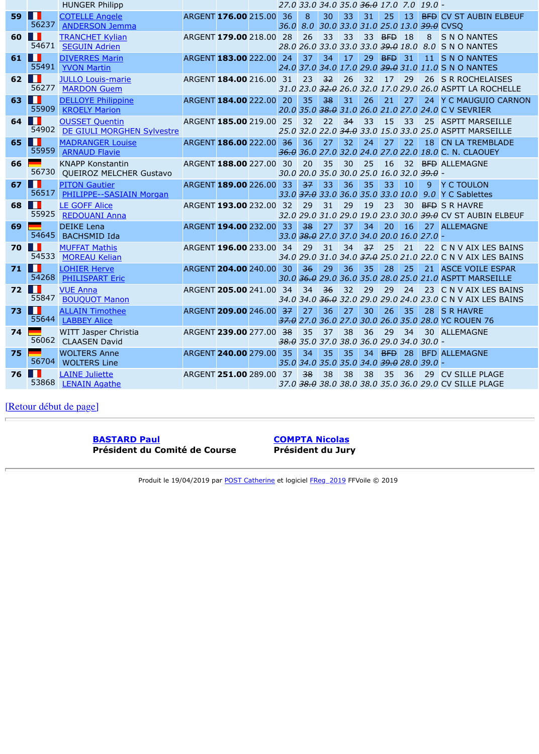| | | | | | | | | | | | | | | | |
|---|---|---|---|---|---|---|---|---|---|---|---|---|---|---|---|
| | | HUNGER Philipp | | | | 27.0 | 33.0 | 34.0 | 35.0 | ~~36.0~~ | 17.0 | 7.0 | 19.0 | - |
| 59 | 56237 | COTELLE Angele<br>ANDERSON Jemma | ARGENT | **176.00** | 215.00 | 36<br>36.0 | 8<br>8.0 | 30<br>30.0 | 33<br>33.0 | 31<br>31.0 | 25<br>25.0 | 13<br>13.0 | ~~BFD~~<br>~~39.0~~ | CV ST AUBIN ELBEUF<br>CVSQ |
| 60 | 54671 | TRANCHET Kylian<br>SEGUIN Adrien | ARGENT | **179.00** | 218.00 | 28<br>28.0 | 26<br>26.0 | 33<br>33.0 | 33<br>33.0 | 33<br>33.0 | ~~BFD~~<br>~~39.0~~ | 18<br>18.0 | 8<br>8.0 | S N O NANTES<br>S N O NANTES |
| 61 | 55491 | DIVERRES Marin<br>YVON Martin | ARGENT | **183.00** | 222.00 | 24<br>24.0 | 37<br>37.0 | 34<br>34.0 | 17<br>17.0 | 29<br>29.0 | ~~BFD~~<br>~~39.0~~ | 31<br>31.0 | 11<br>11.0 | S N O NANTES<br>S N O NANTES |
| 62 | 56277 | JULLO Louis-marie<br>MARDON Guem | ARGENT | **184.00** | 216.00 | 31<br>31.0 | 23<br>23.0 | ~~32~~<br>~~32.0~~ | 26<br>26.0 | 32<br>32.0 | 17<br>17.0 | 29<br>29.0 | 26<br>26.0 | S R ROCHELAISES<br>ASPTT LA ROCHELLE |
| 63 | 55909 | DELLOYE Philippine<br>KROELY Marion | ARGENT | **184.00** | 222.00 | 20<br>20.0 | 35<br>35.0 | ~~38~~<br>~~38.0~~ | 31<br>31.0 | 26<br>26.0 | 21<br>21.0 | 27<br>27.0 | 24<br>24.0 | Y C MAUGUIO CARNON<br>C V SEVRIER |
| 64 | 54902 | OUSSET Quentin<br>DE GIULI MORGHEN Sylvestre | ARGENT | **185.00** | 219.00 | 25<br>25.0 | 32<br>32.0 | 22<br>22.0 | ~~34~~<br>~~34.0~~ | 33<br>33.0 | 15<br>15.0 | 33<br>33.0 | 25<br>25.0 | ASPTT MARSEILLE<br>ASPTT MARSEILLE |
| 65 | 55959 | MADRANGER Louise<br>ARNAUD Flavie | ARGENT | **186.00** | 222.00 | ~~36~~<br>~~36.0~~ | 36<br>36.0 | 27<br>27.0 | 32<br>32.0 | 24<br>24.0 | 27<br>27.0 | 22<br>22.0 | 18<br>18.0 | CN LA TREMBLADE<br>C. N. CLAOUEY |
| 66 | 56730 | KNAPP Konstantin<br>QUEIROZ MELCHER Gustavo | ARGENT | **188.00** | 227.00 | 30<br>30.0 | 20<br>20.0 | 35<br>35.0 | 30<br>30.0 | 25<br>25.0 | 16<br>16.0 | 32<br>32.0 | ~~BFD~~<br>~~39.0~~ | ALLEMAGNE<br>- |
| 67 | 56517 | PITON Gautier<br>PHILIPPE--SASIAIN Morgan | ARGENT | **189.00** | 226.00 | 33<br>33.0 | ~~37~~<br>~~37.0~~ | 33<br>33.0 | 36<br>36.0 | 35<br>35.0 | 33<br>33.0 | 10<br>10.0 | 9<br>9.0 | Y C TOULON<br>Y C Sablettes |
| 68 | 55925 | LE GOFF Alice<br>REDOUANI Anna | ARGENT | **193.00** | 232.00 | 32<br>32.0 | 29<br>29.0 | 31<br>31.0 | 29<br>29.0 | 19<br>19.0 | 23<br>23.0 | 30<br>30.0 | ~~BFD~~<br>~~39.0~~ | S R HAVRE<br>CV ST AUBIN ELBEUF |
| 69 | 54645 | DEIKE Lena<br>BACHSMID Ida | ARGENT | **194.00** | 232.00 | 33<br>33.0 | ~~38~~<br>~~38.0~~ | 27<br>27.0 | 37<br>37.0 | 34<br>34.0 | 20<br>20.0 | 16<br>16.0 | 27<br>27.0 | ALLEMAGNE<br>- |
| 70 | 54533 | MUFFAT Mathis<br>MOREAU Kelian | ARGENT | **196.00** | 233.00 | 34<br>34.0 | 29<br>29.0 | 31<br>31.0 | 34<br>34.0 | ~~37~~<br>~~37.0~~ | 25<br>25.0 | 21<br>21.0 | 22<br>22.0 | C N V AIX LES BAINS<br>C N V AIX LES BAINS |
| 71 | 54268 | LOHIER Herve<br>PHILISPART Eric | ARGENT | **204.00** | 240.00 | 30<br>30.0 | ~~36~~<br>~~36.0~~ | 29<br>29.0 | 36<br>36.0 | 35<br>35.0 | 28<br>28.0 | 25<br>25.0 | 21<br>21.0 | ASCE VOILE ESPAR<br>ASPTT MARSEILLE |
| 72 | 55847 | VUE Anna<br>BOUQUOT Manon | ARGENT | **205.00** | 241.00 | 34<br>34.0 | 34<br>34.0 | ~~36~~<br>~~36.0~~ | 32<br>32.0 | 29<br>29.0 | 29<br>29.0 | 24<br>24.0 | 23<br>23.0 | C N V AIX LES BAINS<br>C N V AIX LES BAINS |
| 73 | 55644 | ALLAIN Timothee<br>LABBEY Alice | ARGENT | **209.00** | 246.00 | ~~37~~<br>~~37.0~~ | 27<br>27.0 | 36<br>36.0 | 27<br>27.0 | 30<br>30.0 | 26<br>26.0 | 35<br>35.0 | 28<br>28.0 | S R HAVRE<br>YC ROUEN 76 |
| 74 | 56062 | WITT Jasper Christia<br>CLAASEN David | ARGENT | **239.00** | 277.00 | ~~38~~<br>~~38.0~~ | 35<br>35.0 | 37<br>37.0 | 38<br>38.0 | 36<br>36.0 | 29<br>29.0 | 34<br>34.0 | 30<br>30.0 | ALLEMAGNE<br>- |
| 75 | 56704 | WOLTERS Anne<br>WOLTERS Line | ARGENT | **240.00** | 279.00 | 35<br>35.0 | 34<br>34.0 | 35<br>35.0 | 35<br>35.0 | 34<br>34.0 | ~~BFD~~<br>~~39.0~~ | 28<br>28.0 | BFD<br>39.0 | ALLEMAGNE<br>- |
| 76 | 53868 | LAINE Juliette<br>LENAIN Agathe | ARGENT | **251.00** | 289.00 | 37<br>37.0 | ~~38~~<br>~~38.0~~ | 38<br>38.0 | 38<br>38.0 | 38<br>38.0 | 35<br>35.0 | 36<br>36.0 | 29<br>29.0 | CV SILLE PLAGE<br>CV SILLE PLAGE |

[Retour début de page]

**BASTARD Paul**
**Président du Comité de Course**

**COMPTA Nicolas**
**Président du Jury**

Produit le 19/04/2019 par POST Catherine et logiciel FReg_2019 FFVoile © 2019